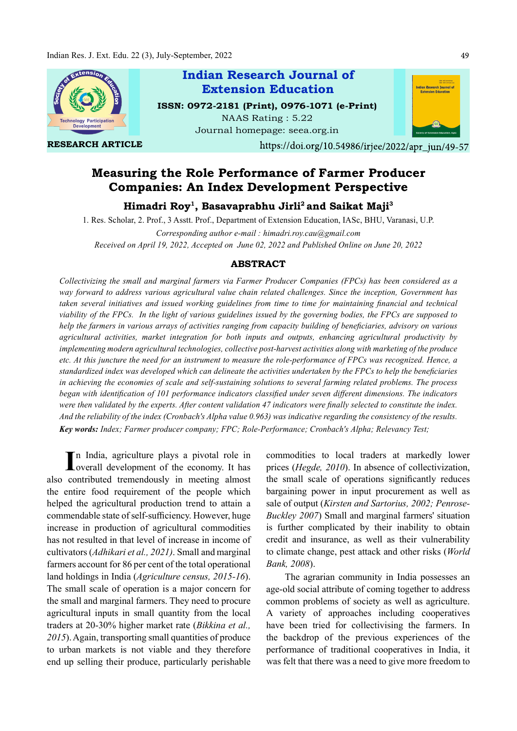RESEARCH ARTICLE

https://doi.org/10.54986/irjee/2022/apr_jun/49-57

# Measuring the Role Performance of Farmer Producer Companies: An Index Development Perspective

**Himadri Roy[1], Basavaprabhu Jirli[2] and Saikat Maji[3]**

1. Res. Scholar, 2. Prof., 3 Asstt. Prof., Department of Extension Education, IASc, BHU, Varanasi, U.P.

*Corresponding author e-mail : himadri.roy.cau@gmail.com*

*Received on April 19, 2022, Accepted on June 02, 2022 and Published Online on June 20, 2022*

## ABSTRACT

*Collectivizing the small and marginal farmers via Farmer Producer Companies (FPCs) has been considered as a way forward to address various agricultural value chain related challenges. Since the inception, Government has taken several initiatives and issued working guidelines from time to time for maintaining financial and technical viability of the FPCs. In the light of various guidelines issued by the governing bodies, the FPCs are supposed to help the farmers in various arrays of activities ranging from capacity building of beneficiaries, advisory on various agricultural activities, market integration for both inputs and outputs, enhancing agricultural productivity by implementing modern agricultural technologies, collective post-harvest activities along with marketing of the produce etc. At this juncture the need for an instrument to measure the role-performance of FPCs was recognized. Hence, a standardized index was developed which can delineate the activities undertaken by the FPCs to help the beneficiaries in achieving the economies of scale and self-sustaining solutions to several farming related problems. The process began with identification of 101 performance indicators classified under seven different dimensions. The indicators were then validated by the experts. After content validation 47 indicators were finally selected to constitute the index. And the reliability of the index (Cronbach's Alpha value 0.963) was indicative regarding the consistency of the results.*

***Key words:*** *Index; Farmer producer company; FPC; Role-Performance; Cronbach's Alpha; Relevancy Test;*

In India, agriculture plays a pivotal role in overall development of the economy. It has also contributed tremendously in meeting almost the entire food requirement of the people which helped the agricultural production trend to attain a commendable state of self-sufficiency. However, huge increase in production of agricultural commodities has not resulted in that level of increase in income of cultivators (*Adhikari et al., 2021)*. Small and marginal farmers account for 86 per cent of the total operational land holdings in India (*Agriculture census, 2015-16*). The small scale of operation is a major concern for the small and marginal farmers. They need to procure agricultural inputs in small quantity from the local traders at 20-30% higher market rate (*Bikkina et al., 2015*). Again, transporting small quantities of produce to urban markets is not viable and they therefore end up selling their produce, particularly perishable commodities to local traders at markedly lower prices (*Hegde, 2010*). In absence of collectivization, the small scale of operations significantly reduces bargaining power in input procurement as well as sale of output (*Kirsten and Sartorius, 2002; Penrose-Buckley 2007*) Small and marginal farmers' situation is further complicated by their inability to obtain credit and insurance, as well as their vulnerability to climate change, pest attack and other risks (*World Bank, 2008*).

The agrarian community in India possesses an age-old social attribute of coming together to address common problems of society as well as agriculture. A variety of approaches including cooperatives have been tried for collectivising the farmers. In the backdrop of the previous experiences of the performance of traditional cooperatives in India, it was felt that there was a need to give more freedom to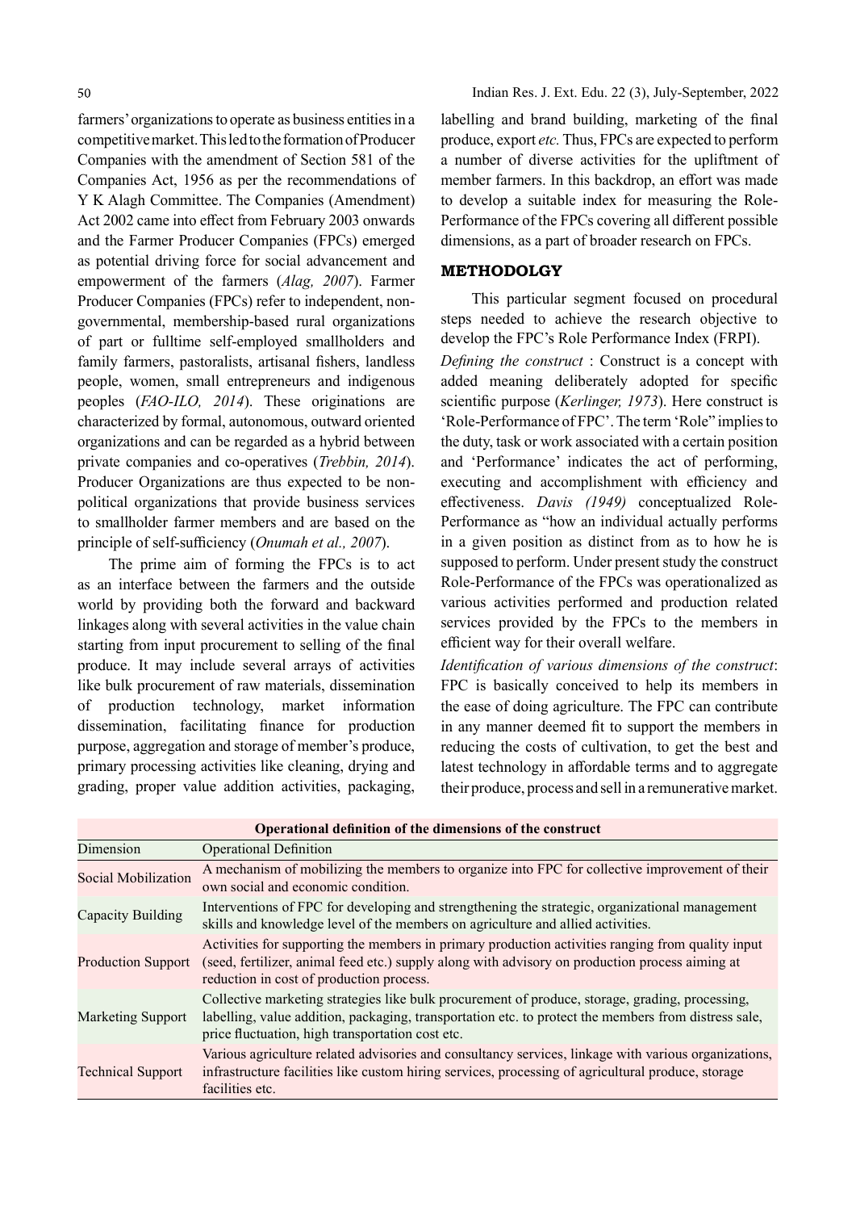farmers' organizations to operate as business entities in a competitive market. This led to the formation of Producer Companies with the amendment of Section 581 of the Companies Act, 1956 as per the recommendations of Y K Alagh Committee. The Companies (Amendment) Act 2002 came into effect from February 2003 onwards and the Farmer Producer Companies (FPCs) emerged as potential driving force for social advancement and empowerment of the farmers (*Alag, 2007*). Farmer Producer Companies (FPCs) refer to independent, non-governmental, membership-based rural organizations of part or fulltime self-employed smallholders and family farmers, pastoralists, artisanal fishers, landless people, women, small entrepreneurs and indigenous peoples (*FAO-ILO, 2014*). These originations are characterized by formal, autonomous, outward oriented organizations and can be regarded as a hybrid between private companies and co-operatives (*Trebbin, 2014*). Producer Organizations are thus expected to be non-political organizations that provide business services to smallholder farmer members and are based on the principle of self-sufficiency (*Onumah et al., 2007*).

The prime aim of forming the FPCs is to act as an interface between the farmers and the outside world by providing both the forward and backward linkages along with several activities in the value chain starting from input procurement to selling of the final produce. It may include several arrays of activities like bulk procurement of raw materials, dissemination of production technology, market information dissemination, facilitating finance for production purpose, aggregation and storage of member's produce, primary processing activities like cleaning, drying and grading, proper value addition activities, packaging, labelling and brand building, marketing of the final produce, export *etc.* Thus, FPCs are expected to perform a number of diverse activities for the upliftment of member farmers. In this backdrop, an effort was made to develop a suitable index for measuring the Role-Performance of the FPCs covering all different possible dimensions, as a part of broader research on FPCs.

## METHODOLGY

This particular segment focused on procedural steps needed to achieve the research objective to develop the FPC's Role Performance Index (FRPI).

*Defining the construct* : Construct is a concept with added meaning deliberately adopted for specific scientific purpose (*Kerlinger, 1973*). Here construct is 'Role-Performance of FPC'. The term 'Role" implies to the duty, task or work associated with a certain position and 'Performance' indicates the act of performing, executing and accomplishment with efficiency and effectiveness. *Davis (1949)* conceptualized Role-Performance as "how an individual actually performs in a given position as distinct from as to how he is supposed to perform. Under present study the construct Role-Performance of the FPCs was operationalized as various activities performed and production related services provided by the FPCs to the members in efficient way for their overall welfare.

*Identification of various dimensions of the construct*: FPC is basically conceived to help its members in the ease of doing agriculture. The FPC can contribute in any manner deemed fit to support the members in reducing the costs of cultivation, to get the best and latest technology in affordable terms and to aggregate their produce, process and sell in a remunerative market.

**Operational definition of the dimensions of the construct**

| Dimension | Operational Definition |
|---|---|
| Social Mobilization | A mechanism of mobilizing the members to organize into FPC for collective improvement of their own social and economic condition. |
| Capacity Building | Interventions of FPC for developing and strengthening the strategic, organizational management skills and knowledge level of the members on agriculture and allied activities. |
| Production Support | Activities for supporting the members in primary production activities ranging from quality input (seed, fertilizer, animal feed etc.) supply along with advisory on production process aiming at reduction in cost of production process. |
| Marketing Support | Collective marketing strategies like bulk procurement of produce, storage, grading, processing, labelling, value addition, packaging, transportation etc. to protect the members from distress sale, price fluctuation, high transportation cost etc. |
| Technical Support | Various agriculture related advisories and consultancy services, linkage with various organizations, infrastructure facilities like custom hiring services, processing of agricultural produce, storage facilities etc. |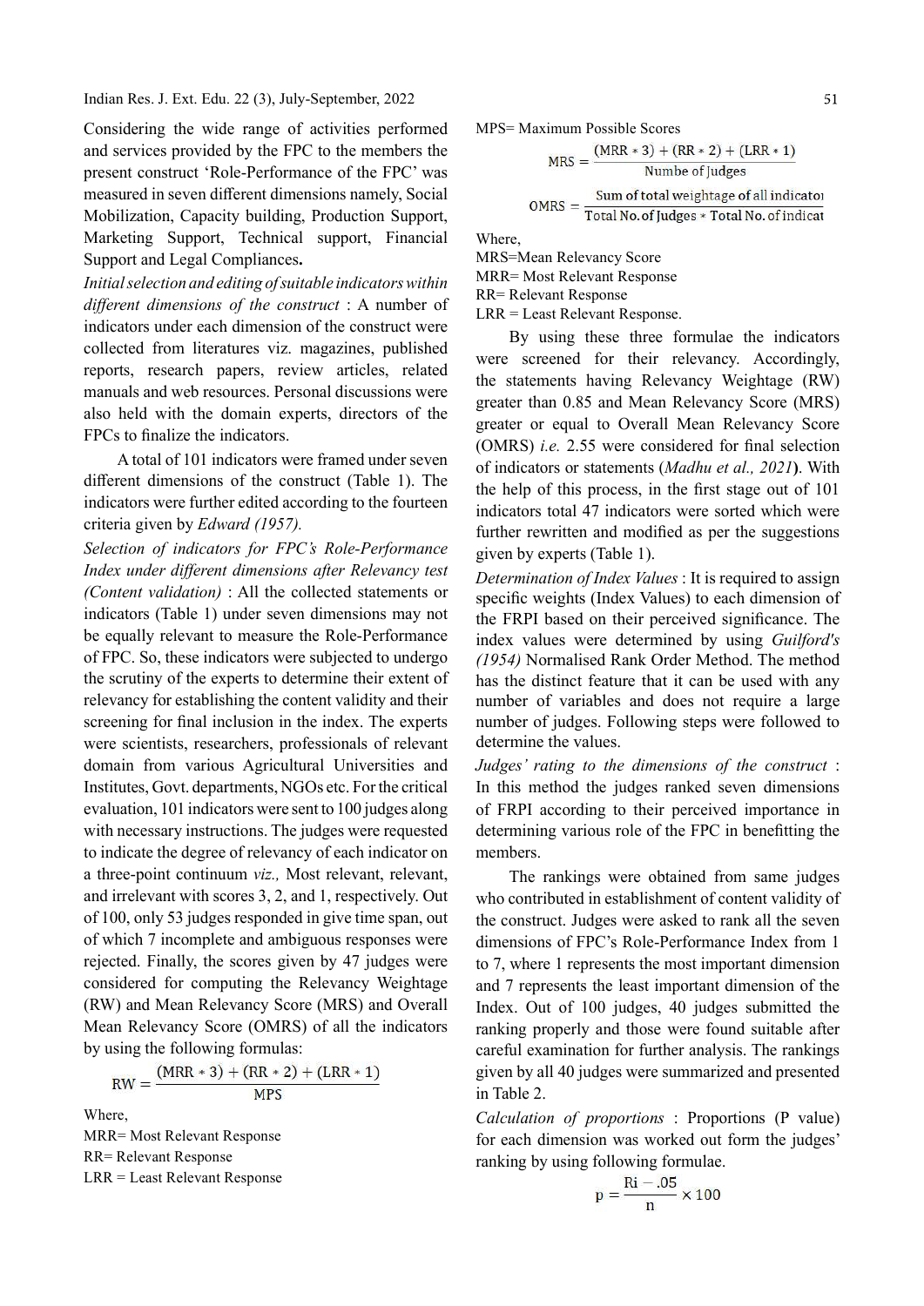Considering the wide range of activities performed and services provided by the FPC to the members the present construct 'Role-Performance of the FPC' was measured in seven different dimensions namely, Social Mobilization, Capacity building, Production Support, Marketing Support, Technical support, Financial Support and Legal Compliances**.**

*Initial selection and editing of suitable indicators within different dimensions of the construct* : A number of indicators under each dimension of the construct were collected from literatures viz. magazines, published reports, research papers, review articles, related manuals and web resources. Personal discussions were also held with the domain experts, directors of the FPCs to finalize the indicators.

A total of 101 indicators were framed under seven different dimensions of the construct (Table 1). The indicators were further edited according to the fourteen criteria given by *Edward (1957).*

*Selection of indicators for FPC's Role-Performance Index under different dimensions after Relevancy test (Content validation)* : All the collected statements or indicators (Table 1) under seven dimensions may not be equally relevant to measure the Role-Performance of FPC. So, these indicators were subjected to undergo the scrutiny of the experts to determine their extent of relevancy for establishing the content validity and their screening for final inclusion in the index. The experts were scientists, researchers, professionals of relevant domain from various Agricultural Universities and Institutes, Govt. departments, NGOs etc. For the critical evaluation, 101 indicators were sent to 100 judges along with necessary instructions. The judges were requested to indicate the degree of relevancy of each indicator on a three-point continuum *viz.,* Most relevant, relevant, and irrelevant with scores 3, 2, and 1, respectively. Out of 100, only 53 judges responded in give time span, out of which 7 incomplete and ambiguous responses were rejected. Finally, the scores given by 47 judges were considered for computing the Relevancy Weightage (RW) and Mean Relevancy Score (MRS) and Overall Mean Relevancy Score (OMRS) of all the indicators by using the following formulas:

$$\text{RW} = \frac{(\text{MRR} * 3) + (\text{RR} * 2) + (\text{LRR} * 1)}{\text{MPS}}$$

Where,
MRR= Most Relevant Response
RR= Relevant Response
LRR = Least Relevant Response
MPS= Maximum Possible Scores

$$\text{MRS} = \frac{(\text{MRR} * 3) + (\text{RR} * 2) + (\text{LRR} * 1)}{\text{Numbe of Judges}}$$

$$\text{OMRS} = \frac{\text{Sum of total weightage of all indicato}}{\text{Total No. of Judges} * \text{Total No. of indicat}}$$

Where,
MRS=Mean Relevancy Score
MRR= Most Relevant Response
RR= Relevant Response
LRR = Least Relevant Response.

By using these three formulae the indicators were screened for their relevancy. Accordingly, the statements having Relevancy Weightage (RW) greater than 0.85 and Mean Relevancy Score (MRS) greater or equal to Overall Mean Relevancy Score (OMRS) *i.e.* 2.55 were considered for final selection of indicators or statements (*Madhu et al., 2021*)**.** With the help of this process, in the first stage out of 101 indicators total 47 indicators were sorted which were further rewritten and modified as per the suggestions given by experts (Table 1).

*Determination of Index Values* : It is required to assign specific weights (Index Values) to each dimension of the FRPI based on their perceived significance. The index values were determined by using *Guilford's (1954)* Normalised Rank Order Method. The method has the distinct feature that it can be used with any number of variables and does not require a large number of judges. Following steps were followed to determine the values.

*Judges' rating to the dimensions of the construct* : In this method the judges ranked seven dimensions of FRPI according to their perceived importance in determining various role of the FPC in benefitting the members.

The rankings were obtained from same judges who contributed in establishment of content validity of the construct. Judges were asked to rank all the seven dimensions of FPC's Role-Performance Index from 1 to 7, where 1 represents the most important dimension and 7 represents the least important dimension of the Index. Out of 100 judges, 40 judges submitted the ranking properly and those were found suitable after careful examination for further analysis. The rankings given by all 40 judges were summarized and presented in Table 2.

*Calculation of proportions* : Proportions (P value) for each dimension was worked out form the judges' ranking by using following formulae.

$$\text{p} = \frac{\text{Ri} - .05}{\text{n}} \times 100$$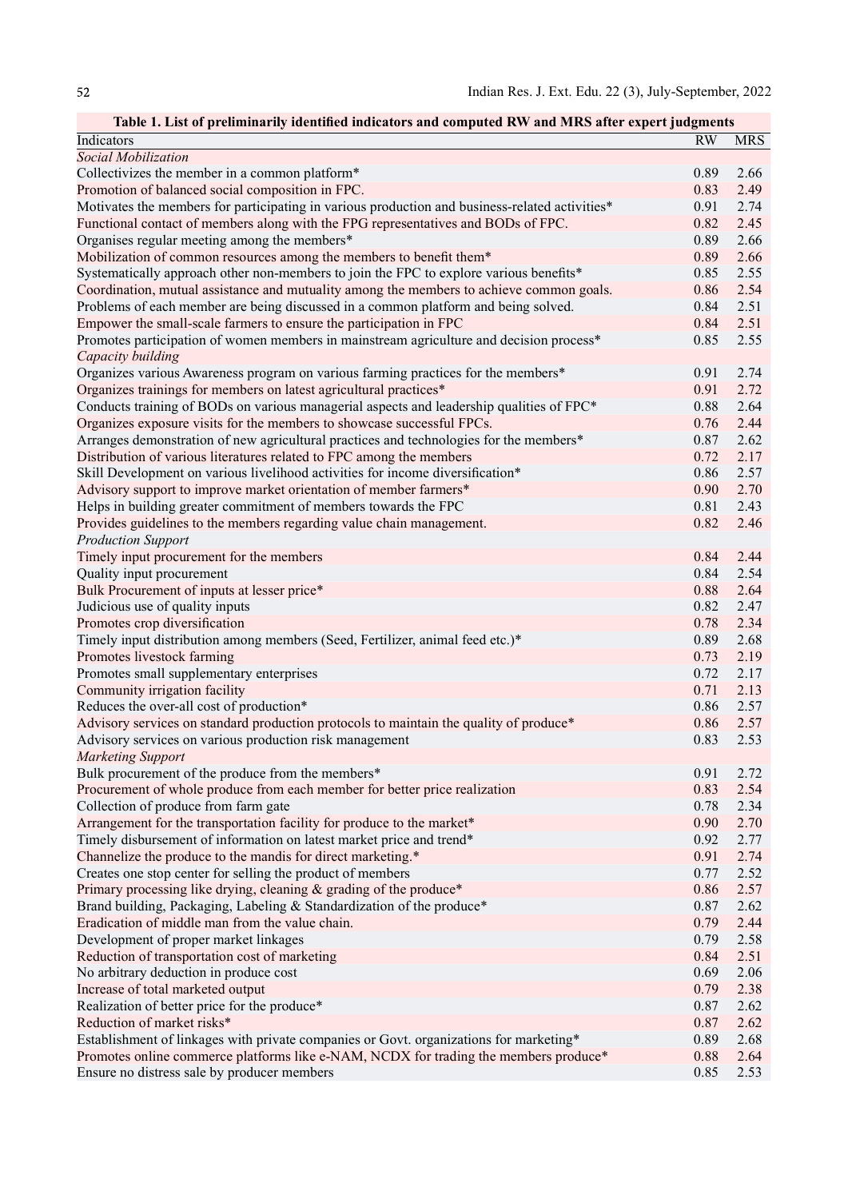**Table 1. List of preliminarily identified indicators and computed RW and MRS after expert judgments**

| Indicators | RW | MRS |
|---|---|---|
| *Social Mobilization* | | |
| Collectivizes the member in a common platform* | 0.89 | 2.66 |
| Promotion of balanced social composition in FPC. | 0.83 | 2.49 |
| Motivates the members for participating in various production and business-related activities* | 0.91 | 2.74 |
| Functional contact of members along with the FPG representatives and BODs of FPC. | 0.82 | 2.45 |
| Organises regular meeting among the members* | 0.89 | 2.66 |
| Mobilization of common resources among the members to benefit them* | 0.89 | 2.66 |
| Systematically approach other non-members to join the FPC to explore various benefits* | 0.85 | 2.55 |
| Coordination, mutual assistance and mutuality among the members to achieve common goals. | 0.86 | 2.54 |
| Problems of each member are being discussed in a common platform and being solved. | 0.84 | 2.51 |
| Empower the small-scale farmers to ensure the participation in FPC | 0.84 | 2.51 |
| Promotes participation of women members in mainstream agriculture and decision process* | 0.85 | 2.55 |
| *Capacity building* | | |
| Organizes various Awareness program on various farming practices for the members* | 0.91 | 2.74 |
| Organizes trainings for members on latest agricultural practices* | 0.91 | 2.72 |
| Conducts training of BODs on various managerial aspects and leadership qualities of FPC* | 0.88 | 2.64 |
| Organizes exposure visits for the members to showcase successful FPCs. | 0.76 | 2.44 |
| Arranges demonstration of new agricultural practices and technologies for the members* | 0.87 | 2.62 |
| Distribution of various literatures related to FPC among the members | 0.72 | 2.17 |
| Skill Development on various livelihood activities for income diversification* | 0.86 | 2.57 |
| Advisory support to improve market orientation of member farmers* | 0.90 | 2.70 |
| Helps in building greater commitment of members towards the FPC | 0.81 | 2.43 |
| Provides guidelines to the members regarding value chain management. | 0.82 | 2.46 |
| *Production Support* | | |
| Timely input procurement for the members | 0.84 | 2.44 |
| Quality input procurement | 0.84 | 2.54 |
| Bulk Procurement of inputs at lesser price* | 0.88 | 2.64 |
| Judicious use of quality inputs | 0.82 | 2.47 |
| Promotes crop diversification | 0.78 | 2.34 |
| Timely input distribution among members (Seed, Fertilizer, animal feed etc.)* | 0.89 | 2.68 |
| Promotes livestock farming | 0.73 | 2.19 |
| Promotes small supplementary enterprises | 0.72 | 2.17 |
| Community irrigation facility | 0.71 | 2.13 |
| Reduces the over-all cost of production* | 0.86 | 2.57 |
| Advisory services on standard production protocols to maintain the quality of produce* | 0.86 | 2.57 |
| Advisory services on various production risk management | 0.83 | 2.53 |
| *Marketing Support* | | |
| Bulk procurement of the produce from the members* | 0.91 | 2.72 |
| Procurement of whole produce from each member for better price realization | 0.83 | 2.54 |
| Collection of produce from farm gate | 0.78 | 2.34 |
| Arrangement for the transportation facility for produce to the market* | 0.90 | 2.70 |
| Timely disbursement of information on latest market price and trend* | 0.92 | 2.77 |
| Channelize the produce to the mandis for direct marketing.* | 0.91 | 2.74 |
| Creates one stop center for selling the product of members | 0.77 | 2.52 |
| Primary processing like drying, cleaning & grading of the produce* | 0.86 | 2.57 |
| Brand building, Packaging, Labeling & Standardization of the produce* | 0.87 | 2.62 |
| Eradication of middle man from the value chain. | 0.79 | 2.44 |
| Development of proper market linkages | 0.79 | 2.58 |
| Reduction of transportation cost of marketing | 0.84 | 2.51 |
| No arbitrary deduction in produce cost | 0.69 | 2.06 |
| Increase of total marketed output | 0.79 | 2.38 |
| Realization of better price for the produce* | 0.87 | 2.62 |
| Reduction of market risks* | 0.87 | 2.62 |
| Establishment of linkages with private companies or Govt. organizations for marketing* | 0.89 | 2.68 |
| Promotes online commerce platforms like e-NAM, NCDX for trading the members produce* | 0.88 | 2.64 |
| Ensure no distress sale by producer members | 0.85 | 2.53 |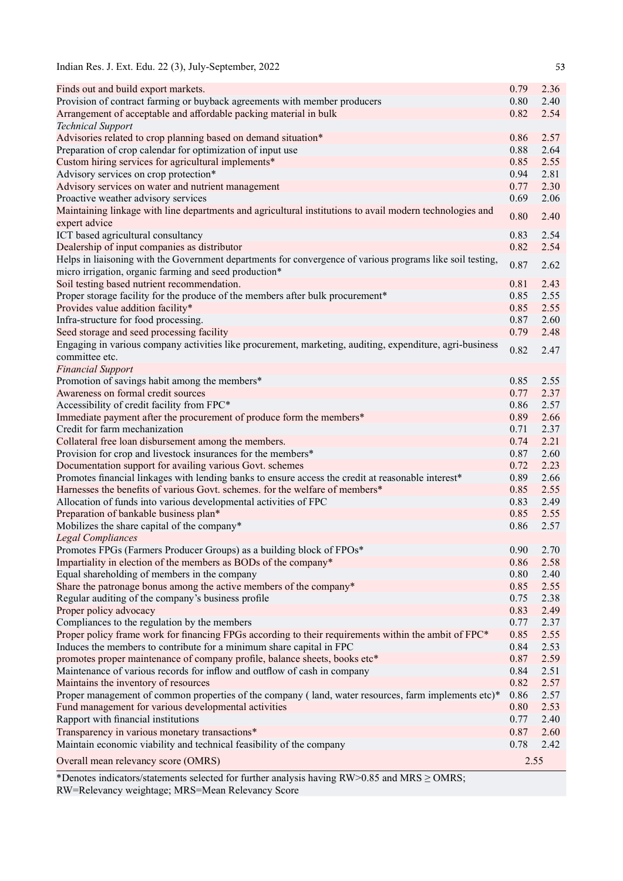| | | |
|---|---|---|
| Finds out and build export markets. | 0.79 | 2.36 |
| Provision of contract farming or buyback agreements with member producers | 0.80 | 2.40 |
| Arrangement of acceptable and affordable packing material in bulk | 0.82 | 2.54 |
| *Technical Support* | | |
| Advisories related to crop planning based on demand situation* | 0.86 | 2.57 |
| Preparation of crop calendar for optimization of input use | 0.88 | 2.64 |
| Custom hiring services for agricultural implements* | 0.85 | 2.55 |
| Advisory services on crop protection* | 0.94 | 2.81 |
| Advisory services on water and nutrient management | 0.77 | 2.30 |
| Proactive weather advisory services | 0.69 | 2.06 |
| Maintaining linkage with line departments and agricultural institutions to avail modern technologies and expert advice | 0.80 | 2.40 |
| ICT based agricultural consultancy | 0.83 | 2.54 |
| Dealership of input companies as distributor | 0.82 | 2.54 |
| Helps in liaisoning with the Government departments for convergence of various programs like soil testing, micro irrigation, organic farming and seed production* | 0.87 | 2.62 |
| Soil testing based nutrient recommendation. | 0.81 | 2.43 |
| Proper storage facility for the produce of the members after bulk procurement* | 0.85 | 2.55 |
| Provides value addition facility* | 0.85 | 2.55 |
| Infra-structure for food processing. | 0.87 | 2.60 |
| Seed storage and seed processing facility | 0.79 | 2.48 |
| Engaging in various company activities like procurement, marketing, auditing, expenditure, agri-business committee etc. | 0.82 | 2.47 |
| *Financial Support* | | |
| Promotion of savings habit among the members* | 0.85 | 2.55 |
| Awareness on formal credit sources | 0.77 | 2.37 |
| Accessibility of credit facility from FPC* | 0.86 | 2.57 |
| Immediate payment after the procurement of produce form the members* | 0.89 | 2.66 |
| Credit for farm mechanization | 0.71 | 2.37 |
| Collateral free loan disbursement among the members. | 0.74 | 2.21 |
| Provision for crop and livestock insurances for the members* | 0.87 | 2.60 |
| Documentation support for availing various Govt. schemes | 0.72 | 2.23 |
| Promotes financial linkages with lending banks to ensure access the credit at reasonable interest* | 0.89 | 2.66 |
| Harnesses the benefits of various Govt. schemes. for the welfare of members* | 0.85 | 2.55 |
| Allocation of funds into various developmental activities of FPC | 0.83 | 2.49 |
| Preparation of bankable business plan* | 0.85 | 2.55 |
| Mobilizes the share capital of the company* | 0.86 | 2.57 |
| *Legal Compliances* | | |
| Promotes FPGs (Farmers Producer Groups) as a building block of FPOs* | 0.90 | 2.70 |
| Impartiality in election of the members as BODs of the company* | 0.86 | 2.58 |
| Equal shareholding of members in the company | 0.80 | 2.40 |
| Share the patronage bonus among the active members of the company* | 0.85 | 2.55 |
| Regular auditing of the company's business profile | 0.75 | 2.38 |
| Proper policy advocacy | 0.83 | 2.49 |
| Compliances to the regulation by the members | 0.77 | 2.37 |
| Proper policy frame work for financing FPGs according to their requirements within the ambit of FPC* | 0.85 | 2.55 |
| Induces the members to contribute for a minimum share capital in FPC | 0.84 | 2.53 |
| promotes proper maintenance of company profile, balance sheets, books etc* | 0.87 | 2.59 |
| Maintenance of various records for inflow and outflow of cash in company | 0.84 | 2.51 |
| Maintains the inventory of resources | 0.82 | 2.57 |
| Proper management of common properties of the company ( land, water resources, farm implements etc)* | 0.86 | 2.57 |
| Fund management for various developmental activities | 0.80 | 2.53 |
| Rapport with financial institutions | 0.77 | 2.40 |
| Transparency in various monetary transactions* | 0.87 | 2.60 |
| Maintain economic viability and technical feasibility of the company | 0.78 | 2.42 |
| Overall mean relevancy score (OMRS) | 2.55 | |

*Denotes indicators/statements selected for further analysis having RW>0.85 and MRS ≥ OMRS; RW=Relevancy weightage; MRS=Mean Relevancy Score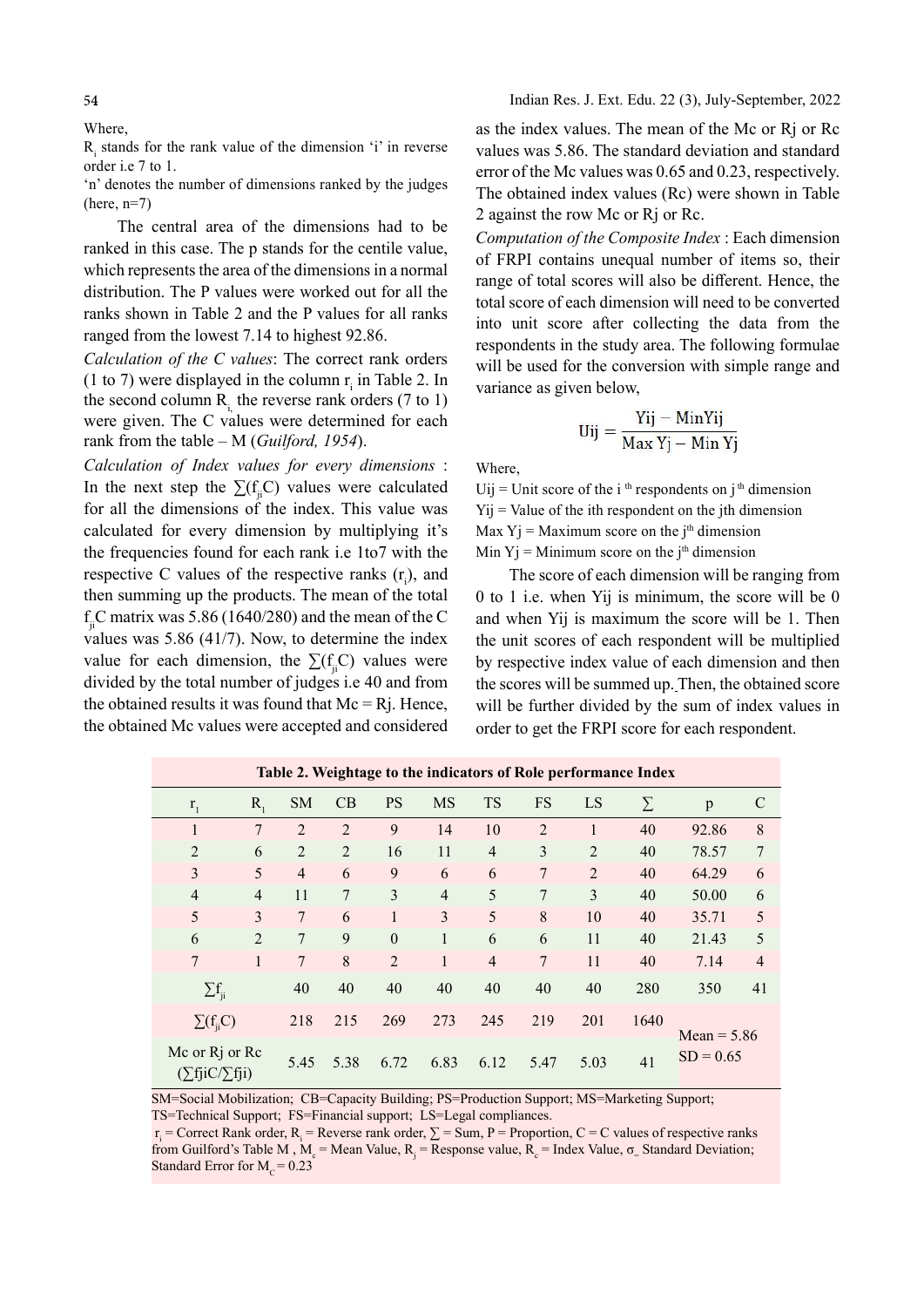Where,

$R_i$ stands for the rank value of the dimension 'i' in reverse order i.e 7 to 1.

'n' denotes the number of dimensions ranked by the judges (here, n=7)

The central area of the dimensions had to be ranked in this case. The p stands for the centile value, which represents the area of the dimensions in a normal distribution. The P values were worked out for all the ranks shown in Table 2 and the P values for all ranks ranged from the lowest 7.14 to highest 92.86.

*Calculation of the C values*: The correct rank orders (1 to 7) were displayed in the column $r_i$ in Table 2. In the second column $R_i$, the reverse rank orders (7 to 1) were given. The C values were determined for each rank from the table – M (*Guilford, 1954*).

*Calculation of Index values for every dimensions* : In the next step the $\sum(f_{ji}C)$ values were calculated for all the dimensions of the index. This value was calculated for every dimension by multiplying it's the frequencies found for each rank i.e 1to7 with the respective C values of the respective ranks ($r_i$), and then summing up the products. The mean of the total $f_{ji}C$ matrix was 5.86 (1640/280) and the mean of the C values was 5.86 (41/7). Now, to determine the index value for each dimension, the $\sum(f_{ji}C)$ values were divided by the total number of judges i.e 40 and from the obtained results it was found that Mc = Rj. Hence, the obtained Mc values were accepted and considered as the index values. The mean of the Mc or Rj or Rc values was 5.86. The standard deviation and standard error of the Mc values was 0.65 and 0.23, respectively. The obtained index values (Rc) were shown in Table 2 against the row Mc or Rj or Rc.

*Computation of the Composite Index* : Each dimension of FRPI contains unequal number of items so, their range of total scores will also be different. Hence, the total score of each dimension will need to be converted into unit score after collecting the data from the respondents in the study area. The following formulae will be used for the conversion with simple range and variance as given below,

$$Uij = \frac{Yij - MinYij}{Max\,Yj - Min\,Yj}$$

Where,

Uij = Unit score of the i th respondents on j th dimension

Yij = Value of the ith respondent on the jth dimension

Max Yj = Maximum score on the jth dimension

Min Yj = Minimum score on the jth dimension

The score of each dimension will be ranging from 0 to 1 i.e. when Yij is minimum, the score will be 0 and when Yij is maximum the score will be 1. Then the unit scores of each respondent will be multiplied by respective index value of each dimension and then the scores will be summed up. Then, the obtained score will be further divided by the sum of index values in order to get the FRPI score for each respondent.

**Table 2. Weightage to the indicators of Role performance Index**

| $r_1$ | $R_1$ | SM | CB | PS | MS | TS | FS | LS | ∑ | p | C |
|---|---|---|---|---|---|---|---|---|---|---|---|
| 1 | 7 | 2 | 2 | 9 | 14 | 10 | 2 | 1 | 40 | 92.86 | 8 |
| 2 | 6 | 2 | 2 | 16 | 11 | 4 | 3 | 2 | 40 | 78.57 | 7 |
| 3 | 5 | 4 | 6 | 9 | 6 | 6 | 7 | 2 | 40 | 64.29 | 6 |
| 4 | 4 | 11 | 7 | 3 | 4 | 5 | 7 | 3 | 40 | 50.00 | 6 |
| 5 | 3 | 7 | 6 | 1 | 3 | 5 | 8 | 10 | 40 | 35.71 | 5 |
| 6 | 2 | 7 | 9 | 0 | 1 | 6 | 6 | 11 | 40 | 21.43 | 5 |
| 7 | 1 | 7 | 8 | 2 | 1 | 4 | 7 | 11 | 40 | 7.14 | 4 |
| $\sum f_{ji}$ | | 40 | 40 | 40 | 40 | 40 | 40 | 40 | 280 | 350 | 41 |
| $\sum(f_{ji}C)$ | | 218 | 215 | 269 | 273 | 245 | 219 | 201 | 1640 | Mean = 5.86 SD = 0.65 | |
| Mc or Rj or Rc ($\sum$fjiC/$\sum$fji) | | 5.45 | 5.38 | 6.72 | 6.83 | 6.12 | 5.47 | 5.03 | 41 | | |

SM=Social Mobilization; CB=Capacity Building; PS=Production Support; MS=Marketing Support; TS=Technical Support; FS=Financial support; LS=Legal compliances.

$r_i$ = Correct Rank order, $R_i$ = Reverse rank order, ∑ = Sum, P = Proportion, C = C values of respective ranks from Guilford's Table M , $M_c$ = Mean Value, $R_j$ = Response value, $R_c$ = Index Value, σ_ Standard Deviation; Standard Error for $M_C$ = 0.23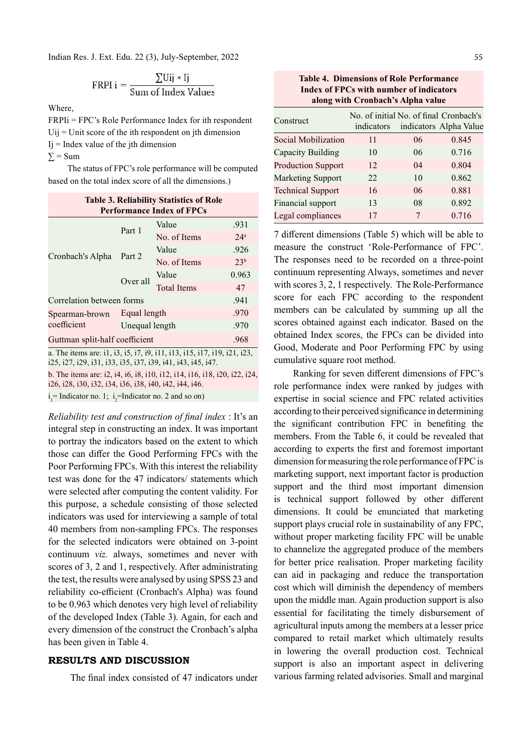$$\text{FRPI i} = \frac{\sum U_{ij} * I_j}{\text{Sum of Index Values}}$$

Where,

FRPIi = FPC's Role Performance Index for ith respondent

Uij = Unit score of the ith respondent on jth dimension

Ij = Index value of the jth dimension

∑ = Sum

The status of FPC's role performance will be computed based on the total index score of all the dimensions.)

**Table 3. Reliability Statistics of Role Performance Index of FPCs**

| | | | |
|---|---|---|---|
| Cronbach's Alpha | Part 1 | Value | .931 |
| | | No. of Items | 24[a] |
| | Part 2 | Value | .926 |
| | | No. of Items | 23[b] |
| | Over all | Value | 0.963 |
| | | Total Items | 47 |
| Correlation between forms | | | .941 |
| Spearman-brown coefficient | Equal length | | .970 |
| | Unequal length | | .970 |
| Guttman split-half coefficient | | | .968 |

a. The items are: i1, i3, i5, i7, i9, i11, i13, i15, i17, i19, i21, i23, i25, i27, i29, i31, i33, i35, i37, i39, i41, i43, i45, i47.

b. The items are: i2, i4, i6, i8, i10, i12, i14, i16, i18, i20, i22, i24, i26, i28, i30, i32, i34, i36, i38, i40, i42, i44, i46.

$i_1$= Indicator no. 1; $i_2$=Indicator no. 2 and so on)

*Reliability test and construction of final index* : It's an integral step in constructing an index. It was important to portray the indicators based on the extent to which those can differ the Good Performing FPCs with the Poor Performing FPCs. With this interest the reliability test was done for the 47 indicators/ statements which were selected after computing the content validity. For this purpose, a schedule consisting of those selected indicators was used for interviewing a sample of total 40 members from non-sampling FPCs. The responses for the selected indicators were obtained on 3-point continuum *viz.* always, sometimes and never with scores of 3, 2 and 1, respectively. After administrating the test, the results were analysed by using SPSS 23 and reliability co-efficient (Cronbach's Alpha) was found to be 0.963 which denotes very high level of reliability of the developed Index (Table 3). Again, for each and every dimension of the construct the Cronbach's alpha has been given in Table 4.

## RESULTS AND DISCUSSION

The final index consisted of 47 indicators under 7 different dimensions (Table 5) which will be able to measure the construct 'Role-Performance of FPC'. The responses need to be recorded on a three-point continuum representing Always, sometimes and never with scores 3, 2, 1 respectively. The Role-Performance score for each FPC according to the respondent members can be calculated by summing up all the scores obtained against each indicator. Based on the obtained Index scores, the FPCs can be divided into Good, Moderate and Poor Performing FPC by using cumulative square root method.

**Table 4. Dimensions of Role Performance Index of FPCs with number of indicators along with Cronbach's Alpha value**

| Construct | No. of initial indicators | No. of final indicators | Cronbach's Alpha Value |
|---|---|---|---|
| Social Mobilization | 11 | 06 | 0.845 |
| Capacity Building | 10 | 06 | 0.716 |
| Production Support | 12 | 04 | 0.804 |
| Marketing Support | 22 | 10 | 0.862 |
| Technical Support | 16 | 06 | 0.881 |
| Financial support | 13 | 08 | 0.892 |
| Legal compliances | 17 | 7 | 0.716 |

Ranking for seven different dimensions of FPC's role performance index were ranked by judges with expertise in social science and FPC related activities according to their perceived significance in determining the significant contribution FPC in benefiting the members. From the Table 6, it could be revealed that according to experts the first and foremost important dimension for measuring the role performance of FPC is marketing support, next important factor is production support and the third most important dimension is technical support followed by other different dimensions. It could be enunciated that marketing support plays crucial role in sustainability of any FPC, without proper marketing facility FPC will be unable to channelize the aggregated produce of the members for better price realisation. Proper marketing facility can aid in packaging and reduce the transportation cost which will diminish the dependency of members upon the middle man. Again production support is also essential for facilitating the timely disbursement of agricultural inputs among the members at a lesser price compared to retail market which ultimately results in lowering the overall production cost. Technical support is also an important aspect in delivering various farming related advisories. Small and marginal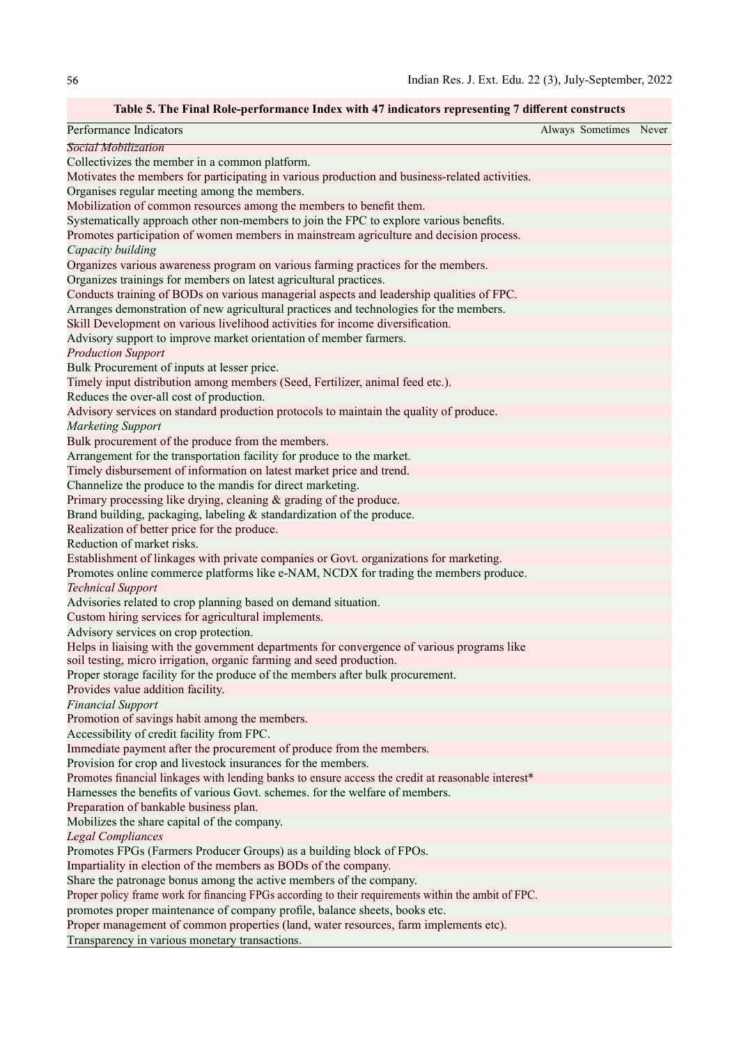**Table 5. The Final Role-performance Index with 47 indicators representing 7 different constructs**

| Performance Indicators | Always | Sometimes | Never |
|---|---|---|---|
| *Social Mobilization* | | | |
| Collectivizes the member in a common platform. | | | |
| Motivates the members for participating in various production and business-related activities. | | | |
| Organises regular meeting among the members. | | | |
| Mobilization of common resources among the members to benefit them. | | | |
| Systematically approach other non-members to join the FPC to explore various benefits. | | | |
| Promotes participation of women members in mainstream agriculture and decision process. | | | |
| *Capacity building* | | | |
| Organizes various awareness program on various farming practices for the members. | | | |
| Organizes trainings for members on latest agricultural practices. | | | |
| Conducts training of BODs on various managerial aspects and leadership qualities of FPC. | | | |
| Arranges demonstration of new agricultural practices and technologies for the members. | | | |
| Skill Development on various livelihood activities for income diversification. | | | |
| Advisory support to improve market orientation of member farmers. | | | |
| *Production Support* | | | |
| Bulk Procurement of inputs at lesser price. | | | |
| Timely input distribution among members (Seed, Fertilizer, animal feed etc.). | | | |
| Reduces the over-all cost of production. | | | |
| Advisory services on standard production protocols to maintain the quality of produce. | | | |
| *Marketing Support* | | | |
| Bulk procurement of the produce from the members. | | | |
| Arrangement for the transportation facility for produce to the market. | | | |
| Timely disbursement of information on latest market price and trend. | | | |
| Channelize the produce to the mandis for direct marketing. | | | |
| Primary processing like drying, cleaning & grading of the produce. | | | |
| Brand building, packaging, labeling & standardization of the produce. | | | |
| Realization of better price for the produce. | | | |
| Reduction of market risks. | | | |
| Establishment of linkages with private companies or Govt. organizations for marketing. | | | |
| Promotes online commerce platforms like e-NAM, NCDX for trading the members produce. | | | |
| *Technical Support* | | | |
| Advisories related to crop planning based on demand situation. | | | |
| Custom hiring services for agricultural implements. | | | |
| Advisory services on crop protection. | | | |
| Helps in liaising with the government departments for convergence of various programs like soil testing, micro irrigation, organic farming and seed production. | | | |
| Proper storage facility for the produce of the members after bulk procurement. | | | |
| Provides value addition facility. | | | |
| *Financial Support* | | | |
| Promotion of savings habit among the members. | | | |
| Accessibility of credit facility from FPC. | | | |
| Immediate payment after the procurement of produce from the members. | | | |
| Provision for crop and livestock insurances for the members. | | | |
| Promotes financial linkages with lending banks to ensure access the credit at reasonable interest* | | | |
| Harnesses the benefits of various Govt. schemes. for the welfare of members. | | | |
| Preparation of bankable business plan. | | | |
| Mobilizes the share capital of the company. | | | |
| *Legal Compliances* | | | |
| Promotes FPGs (Farmers Producer Groups) as a building block of FPOs. | | | |
| Impartiality in election of the members as BODs of the company. | | | |
| Share the patronage bonus among the active members of the company. | | | |
| Proper policy frame work for financing FPGs according to their requirements within the ambit of FPC. | | | |
| promotes proper maintenance of company profile, balance sheets, books etc. | | | |
| Proper management of common properties (land, water resources, farm implements etc). | | | |
| Transparency in various monetary transactions. | | | |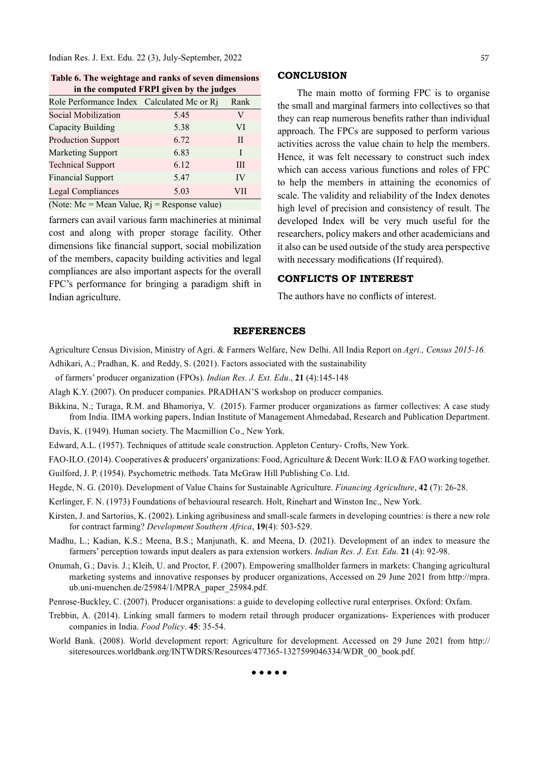Table 6. The weightage and ranks of seven dimensions in the computed FRPI given by the judges

| Role Performance Index | Calculated Mc or Rj | Rank |
|---|---|---|
| Social Mobilization | 5.45 | V |
| Capacity Building | 5.38 | VI |
| Production Support | 6.72 | II |
| Marketing Support | 6.83 | I |
| Technical Support | 6.12 | III |
| Financial Support | 5.47 | IV |
| Legal Compliances | 5.03 | VII |

(Note: Mc = Mean Value, Rj = Response value)

farmers can avail various farm machineries at minimal cost and along with proper storage facility. Other dimensions like financial support, social mobilization of the members, capacity building activities and legal compliances are also important aspects for the overall FPC's performance for bringing a paradigm shift in Indian agriculture.

## CONCLUSION

The main motto of forming FPC is to organise the small and marginal farmers into collectives so that they can reap numerous benefits rather than individual approach. The FPCs are supposed to perform various activities across the value chain to help the members. Hence, it was felt necessary to construct such index which can access various functions and roles of FPC to help the members in attaining the economics of scale. The validity and reliability of the Index denotes high level of precision and consistency of result. The developed Index will be very much useful for the researchers, policy makers and other academicians and it also can be used outside of the study area perspective with necessary modifications (If required).

## CONFLICTS OF INTEREST

The authors have no conflicts of interest.

## REFERENCES

Agriculture Census Division, Ministry of Agri. & Farmers Welfare, New Delhi. All India Report on *Agri., Census 2015-16.*

Adhikari, A.; Pradhan, K. and Reddy, S. (2021). Factors associated with the sustainability of farmers' producer organization (FPOs). *Indian Res. J. Ext. Edu*., **21** (4):145-148

Alagh K.Y. (2007). On producer companies. PRADHAN'S workshop on producer companies.

Bikkina, N.; Turaga, R.M. and Bhamoriya, V. (2015). Farmer producer organizations as farmer collectives: A case study from India. IIMA working papers, Indian Institute of Management Ahmedabad, Research and Publication Department.

Davis, K. (1949). Human society. The Macmillion Co., New York.

Edward, A.L. (1957). Techniques of attitude scale construction. Appleton Century- Crofts, New York.

FAO-ILO. (2014). Cooperatives & producers' organizations: Food, Agriculture & Decent Work: ILO & FAO working together.

Guilford, J. P. (1954). Psychometric methods. Tata McGraw Hill Publishing Co. Ltd.

Hegde, N. G. (2010). Development of Value Chains for Sustainable Agriculture. *Financing Agriculture*, **42** (7): 26-28.

Kerlinger, F. N. (1973) Foundations of behavioural research. Holt, Rinehart and Winston Inc., New York.

Kirsten, J. and Sartorius, K. (2002). Linking agribusiness and small-scale farmers in developing countries: is there a new role for contract farming? *Development Southern Africa*, **19**(4): 503-529.

Madhu, L.; Kadian, K.S.; Meena, B.S.; Manjunath, K. and Meena, D. (2021). Development of an index to measure the farmers' perception towards input dealers as para extension workers. *Indian Res. J. Ext. Edu*. **21** (4): 92-98.

Onumah, G.; Davis. J.; Kleih, U. and Proctor, F. (2007). Empowering smallholder farmers in markets: Changing agricultural marketing systems and innovative responses by producer organizations, Accessed on 29 June 2021 from http://mpra.ub.uni-muenchen.de/25984/1/MPRA_paper_25984.pdf.

Penrose-Buckley, C. (2007). Producer organisations: a guide to developing collective rural enterprises. Oxford: Oxfam.

Trebbin, A. (2014). Linking small farmers to modern retail through producer organizations- Experiences with producer companies in India. *Food Policy*. **45**: 35-54.

World Bank. (2008). World development report: Agriculture for development. Accessed on 29 June 2021 from http://siteresources.worldbank.org/INTWDRS/Resources/477365-1327599046334/WDR_00_book.pdf.

• • • • •